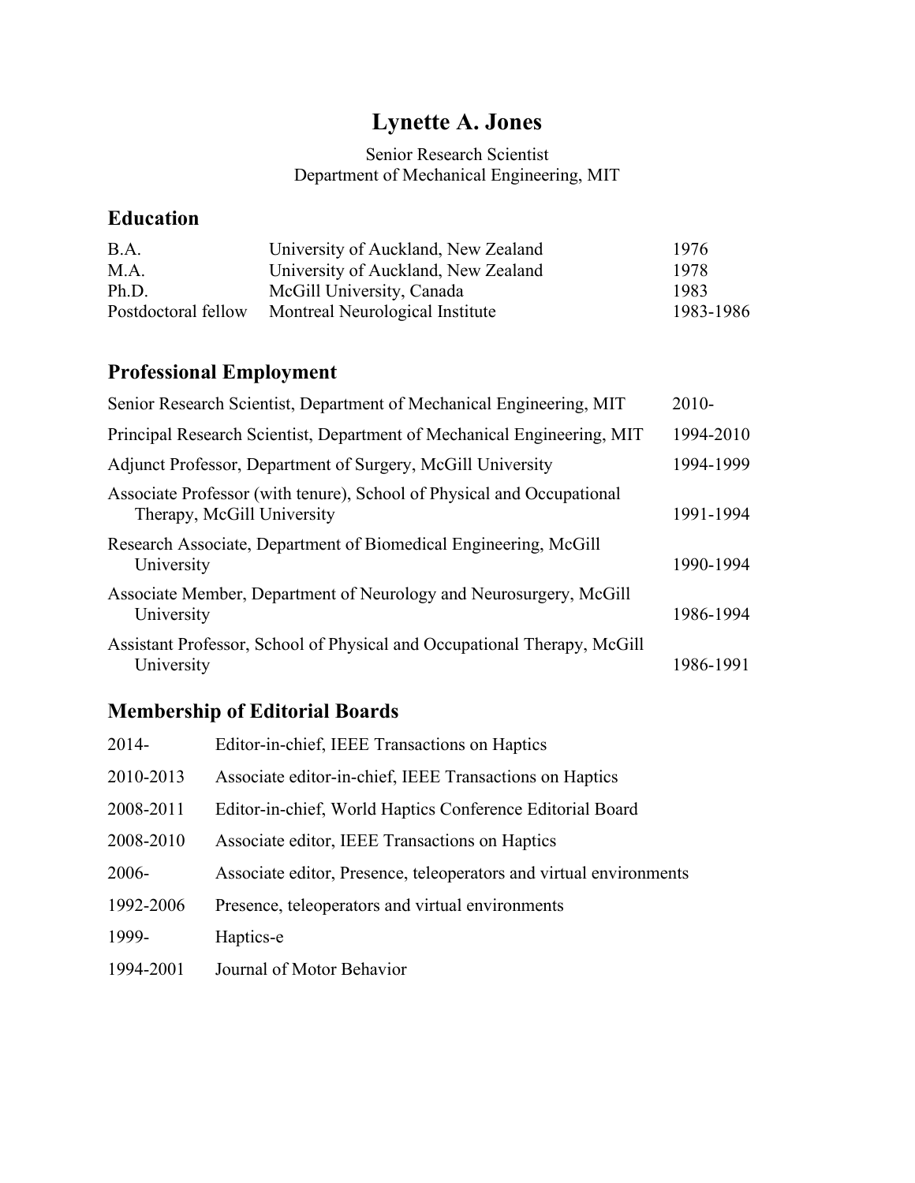# Lynette A. Jones

Senior Research Scientist
Department of Mechanical Engineering, MIT

## Education

| | | |
|---|---|---|
| B.A. | University of Auckland, New Zealand | 1976 |
| M.A. | University of Auckland, New Zealand | 1978 |
| Ph.D. | McGill University, Canada | 1983 |
| Postdoctoral fellow | Montreal Neurological Institute | 1983-1986 |

## Professional Employment

| | |
|---|---|
| Senior Research Scientist, Department of Mechanical Engineering, MIT | 2010- |
| Principal Research Scientist, Department of Mechanical Engineering, MIT | 1994-2010 |
| Adjunct Professor, Department of Surgery, McGill University | 1994-1999 |
| Associate Professor (with tenure), School of Physical and Occupational Therapy, McGill University | 1991-1994 |
| Research Associate, Department of Biomedical Engineering, McGill University | 1990-1994 |
| Associate Member, Department of Neurology and Neurosurgery, McGill University | 1986-1994 |
| Assistant Professor, School of Physical and Occupational Therapy, McGill University | 1986-1991 |

## Membership of Editorial Boards

| | |
|---|---|
| 2014- | Editor-in-chief, IEEE Transactions on Haptics |
| 2010-2013 | Associate editor-in-chief, IEEE Transactions on Haptics |
| 2008-2011 | Editor-in-chief, World Haptics Conference Editorial Board |
| 2008-2010 | Associate editor, IEEE Transactions on Haptics |
| 2006- | Associate editor, Presence, teleoperators and virtual environments |
| 1992-2006 | Presence, teleoperators and virtual environments |
| 1999- | Haptics-e |
| 1994-2001 | Journal of Motor Behavior |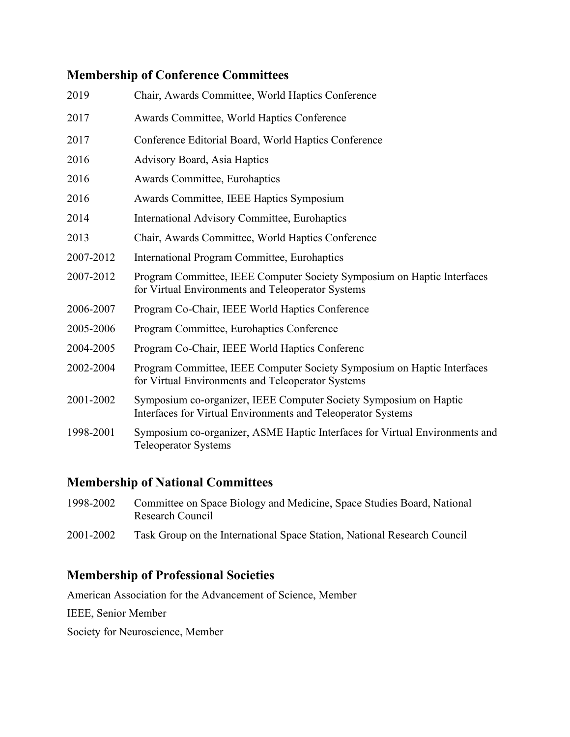## Membership of Conference Committees

2019 Chair, Awards Committee, World Haptics Conference

2017 Awards Committee, World Haptics Conference

2017 Conference Editorial Board, World Haptics Conference

2016 Advisory Board, Asia Haptics

2016 Awards Committee, Eurohaptics

2016 Awards Committee, IEEE Haptics Symposium

2014 International Advisory Committee, Eurohaptics

2013 Chair, Awards Committee, World Haptics Conference

2007-2012 International Program Committee, Eurohaptics

2007-2012 Program Committee, IEEE Computer Society Symposium on Haptic Interfaces for Virtual Environments and Teleoperator Systems

2006-2007 Program Co-Chair, IEEE World Haptics Conference

2005-2006 Program Committee, Eurohaptics Conference

2004-2005 Program Co-Chair, IEEE World Haptics Conferenc

2002-2004 Program Committee, IEEE Computer Society Symposium on Haptic Interfaces for Virtual Environments and Teleoperator Systems

2001-2002 Symposium co-organizer, IEEE Computer Society Symposium on Haptic Interfaces for Virtual Environments and Teleoperator Systems

1998-2001 Symposium co-organizer, ASME Haptic Interfaces for Virtual Environments and Teleoperator Systems

## Membership of National Committees

1998-2002 Committee on Space Biology and Medicine, Space Studies Board, National Research Council

2001-2002 Task Group on the International Space Station, National Research Council

## Membership of Professional Societies

American Association for the Advancement of Science, Member

IEEE, Senior Member

Society for Neuroscience, Member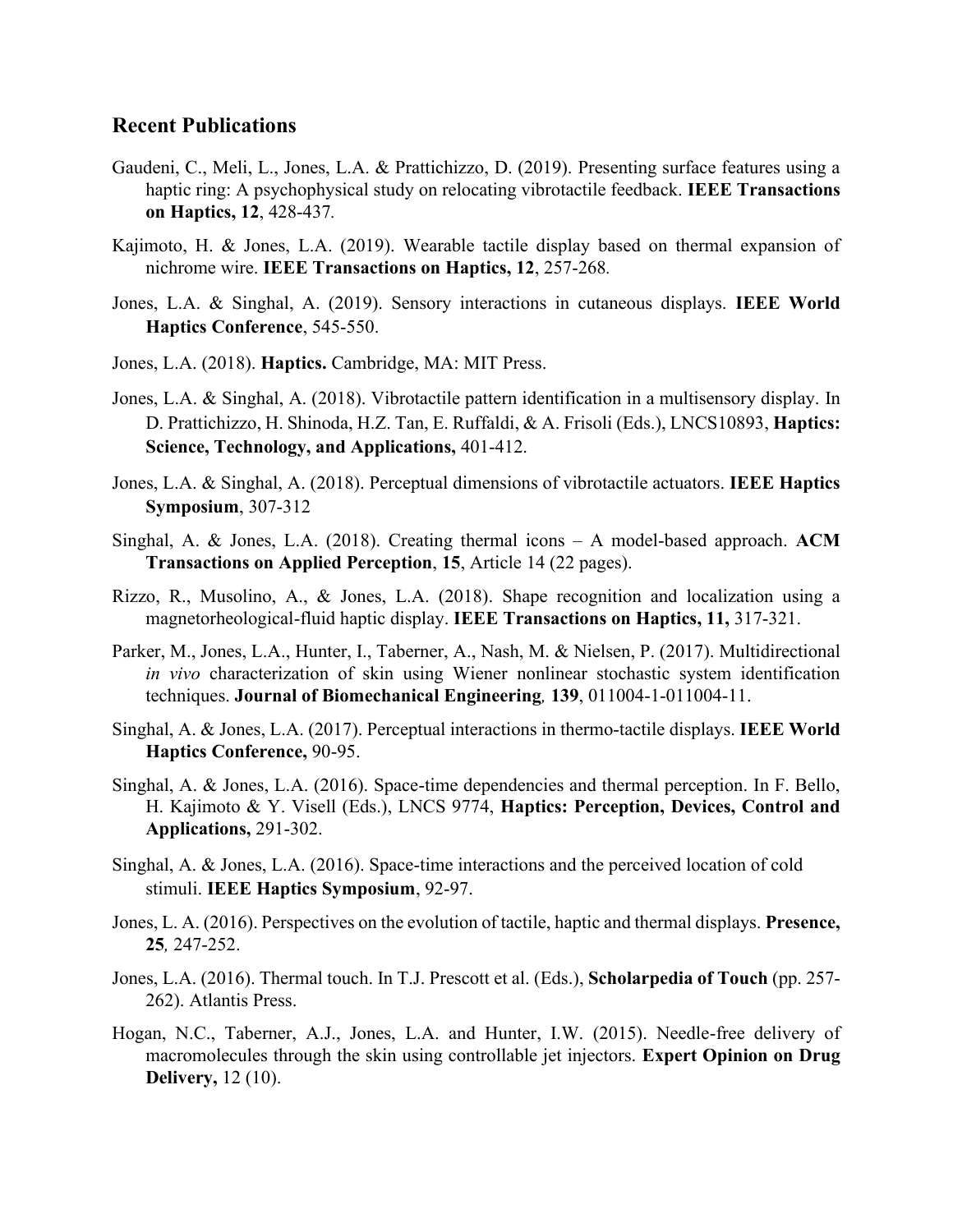## Recent Publications

Gaudeni, C., Meli, L., Jones, L.A. & Prattichizzo, D. (2019). Presenting surface features using a haptic ring: A psychophysical study on relocating vibrotactile feedback. **IEEE Transactions on Haptics, 12**, 428-437.

Kajimoto, H. & Jones, L.A. (2019). Wearable tactile display based on thermal expansion of nichrome wire. **IEEE Transactions on Haptics, 12**, 257-268.

Jones, L.A. & Singhal, A. (2019). Sensory interactions in cutaneous displays. **IEEE World Haptics Conference**, 545-550.

Jones, L.A. (2018). **Haptics.** Cambridge, MA: MIT Press.

Jones, L.A. & Singhal, A. (2018). Vibrotactile pattern identification in a multisensory display. In D. Prattichizzo, H. Shinoda, H.Z. Tan, E. Ruffaldi, & A. Frisoli (Eds.), LNCS10893, **Haptics: Science, Technology, and Applications,** 401-412.

Jones, L.A. & Singhal, A. (2018). Perceptual dimensions of vibrotactile actuators. **IEEE Haptics Symposium**, 307-312

Singhal, A. & Jones, L.A. (2018). Creating thermal icons – A model-based approach. **ACM Transactions on Applied Perception**, **15**, Article 14 (22 pages).

Rizzo, R., Musolino, A., & Jones, L.A. (2018). Shape recognition and localization using a magnetorheological-fluid haptic display. **IEEE Transactions on Haptics, 11,** 317-321.

Parker, M., Jones, L.A., Hunter, I., Taberner, A., Nash, M. & Nielsen, P. (2017). Multidirectional *in vivo* characterization of skin using Wiener nonlinear stochastic system identification techniques. **Journal of Biomechanical Engineering***,* **139**, 011004-1-011004-11.

Singhal, A. & Jones, L.A. (2017). Perceptual interactions in thermo-tactile displays. **IEEE World Haptics Conference,** 90-95.

Singhal, A. & Jones, L.A. (2016). Space-time dependencies and thermal perception. In F. Bello, H. Kajimoto & Y. Visell (Eds.), LNCS 9774, **Haptics: Perception, Devices, Control and Applications,** 291-302.

Singhal, A. & Jones, L.A. (2016). Space-time interactions and the perceived location of cold stimuli. **IEEE Haptics Symposium**, 92-97.

Jones, L. A. (2016). Perspectives on the evolution of tactile, haptic and thermal displays. **Presence, 25***,* 247-252.

Jones, L.A. (2016). Thermal touch. In T.J. Prescott et al. (Eds.), **Scholarpedia of Touch** (pp. 257-262). Atlantis Press.

Hogan, N.C., Taberner, A.J., Jones, L.A. and Hunter, I.W. (2015). Needle-free delivery of macromolecules through the skin using controllable jet injectors. **Expert Opinion on Drug Delivery,** 12 (10).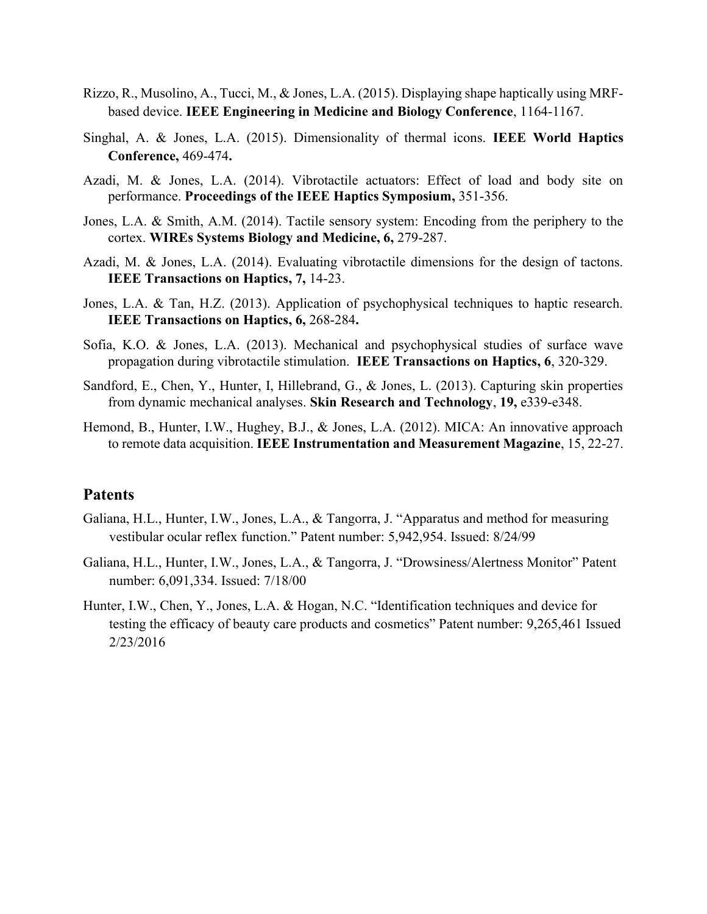Rizzo, R., Musolino, A., Tucci, M., & Jones, L.A. (2015). Displaying shape haptically using MRF-based device. **IEEE Engineering in Medicine and Biology Conference**, 1164-1167.

Singhal, A. & Jones, L.A. (2015). Dimensionality of thermal icons. **IEEE World Haptics Conference,** 469-474**.**

Azadi, M. & Jones, L.A. (2014). Vibrotactile actuators: Effect of load and body site on performance. **Proceedings of the IEEE Haptics Symposium,** 351-356.

Jones, L.A. & Smith, A.M. (2014). Tactile sensory system: Encoding from the periphery to the cortex. **WIREs Systems Biology and Medicine, 6,** 279-287.

Azadi, M. & Jones, L.A. (2014). Evaluating vibrotactile dimensions for the design of tactons. **IEEE Transactions on Haptics, 7,** 14-23.

Jones, L.A. & Tan, H.Z. (2013). Application of psychophysical techniques to haptic research. **IEEE Transactions on Haptics, 6,** 268-284**.**

Sofia, K.O. & Jones, L.A. (2013). Mechanical and psychophysical studies of surface wave propagation during vibrotactile stimulation. **IEEE Transactions on Haptics, 6**, 320-329.

Sandford, E., Chen, Y., Hunter, I, Hillebrand, G., & Jones, L. (2013). Capturing skin properties from dynamic mechanical analyses. **Skin Research and Technology**, **19,** e339-e348.

Hemond, B., Hunter, I.W., Hughey, B.J., & Jones, L.A. (2012). MICA: An innovative approach to remote data acquisition. **IEEE Instrumentation and Measurement Magazine**, 15, 22-27.

## Patents

Galiana, H.L., Hunter, I.W., Jones, L.A., & Tangorra, J. "Apparatus and method for measuring vestibular ocular reflex function." Patent number: 5,942,954. Issued: 8/24/99

Galiana, H.L., Hunter, I.W., Jones, L.A., & Tangorra, J. "Drowsiness/Alertness Monitor" Patent number: 6,091,334. Issued: 7/18/00

Hunter, I.W., Chen, Y., Jones, L.A. & Hogan, N.C. "Identification techniques and device for testing the efficacy of beauty care products and cosmetics" Patent number: 9,265,461 Issued 2/23/2016